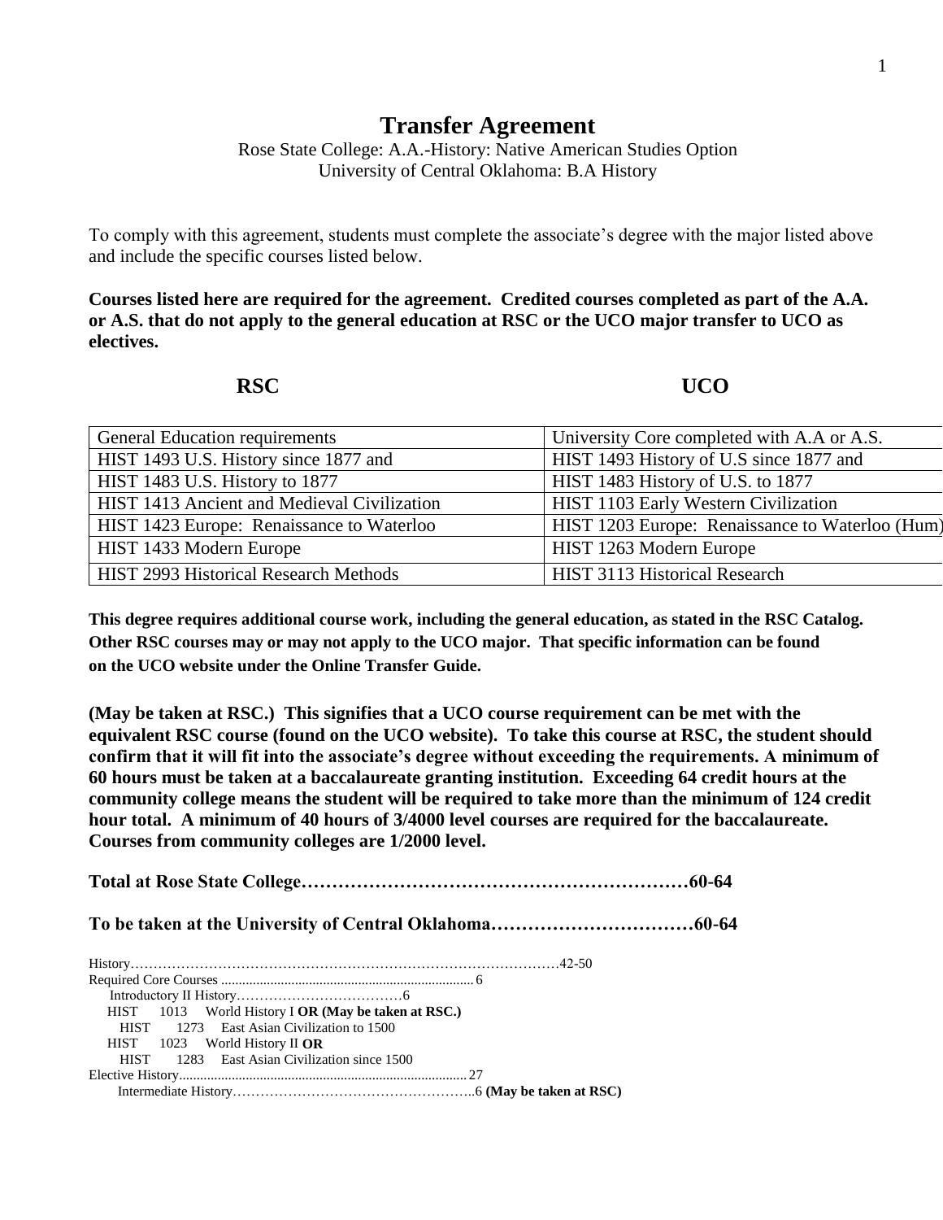# Transfer Agreement

Rose State College: A.A.-History: Native American Studies Option
University of Central Oklahoma: B.A History

To comply with this agreement, students must complete the associate's degree with the major listed above and include the specific courses listed below.

**Courses listed here are required for the agreement. Credited courses completed as part of the A.A. or A.S. that do not apply to the general education at RSC or the UCO major transfer to UCO as electives.**

| RSC | UCO |
|---|---|
| General Education requirements | University Core completed with A.A or A.S. |
| HIST 1493 U.S. History since 1877 and | HIST 1493 History of U.S since 1877 and |
| HIST 1483 U.S. History to 1877 | HIST 1483 History of U.S. to 1877 |
| HIST 1413 Ancient and Medieval Civilization | HIST 1103 Early Western Civilization |
| HIST 1423 Europe: Renaissance to Waterloo | HIST 1203 Europe: Renaissance to Waterloo (Hum) |
| HIST 1433 Modern Europe | HIST 1263 Modern Europe |
| HIST 2993 Historical Research Methods | HIST 3113 Historical Research |

**This degree requires additional course work, including the general education, as stated in the RSC Catalog. Other RSC courses may or may not apply to the UCO major. That specific information can be found on the UCO website under the Online Transfer Guide.**

**(May be taken at RSC.) This signifies that a UCO course requirement can be met with the equivalent RSC course (found on the UCO website). To take this course at RSC, the student should confirm that it will fit into the associate's degree without exceeding the requirements. A minimum of 60 hours must be taken at a baccalaureate granting institution. Exceeding 64 credit hours at the community college means the student will be required to take more than the minimum of 124 credit hour total. A minimum of 40 hours of 3/4000 level courses are required for the baccalaureate. Courses from community colleges are 1/2000 level.**

**Total at Rose State College……………………………………………………60-64**

**To be taken at the University of Central Oklahoma……………………………60-64**

History…………………………………………………………………………………42-50
Required Core Courses ........................................................................ 6
Introductory II History………………………………6
- HIST 1013 World History I **OR (May be taken at RSC.)**
  - HIST 1273 East Asian Civilization to 1500
- HIST 1023 World History II **OR**
  - HIST 1283 East Asian Civilization since 1500

Elective History.................................................................................. 27
Intermediate History……………………………………………..6 **(May be taken at RSC)**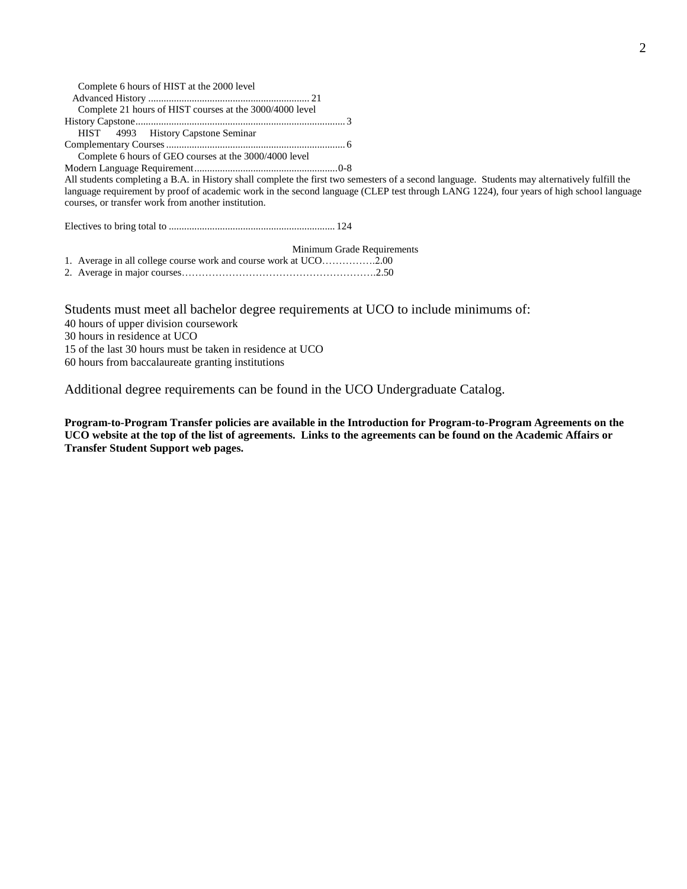Complete 6 hours of HIST at the 2000 level

Advanced History ............................................................... 21

Complete 21 hours of HIST courses at the 3000/4000 level

History Capstone................................................................................ 3

HIST 4993 History Capstone Seminar

Complementary Courses...................................................................... 6

Complete 6 hours of GEO courses at the 3000/4000 level

Modern Language Requirement........................................................0-8

All students completing a B.A. in History shall complete the first two semesters of a second language. Students may alternatively fulfill the language requirement by proof of academic work in the second language (CLEP test through LANG 1224), four years of high school language courses, or transfer work from another institution.

Electives to bring total to .................................................................. 124

Minimum Grade Requirements

1. Average in all college course work and course work at UCO…………….2.00
2. Average in major courses………………………………………………….2.50

Students must meet all bachelor degree requirements at UCO to include minimums of:

40 hours of upper division coursework
30 hours in residence at UCO
15 of the last 30 hours must be taken in residence at UCO
60 hours from baccalaureate granting institutions

Additional degree requirements can be found in the UCO Undergraduate Catalog.

**Program-to-Program Transfer policies are available in the Introduction for Program-to-Program Agreements on the UCO website at the top of the list of agreements. Links to the agreements can be found on the Academic Affairs or Transfer Student Support web pages.**